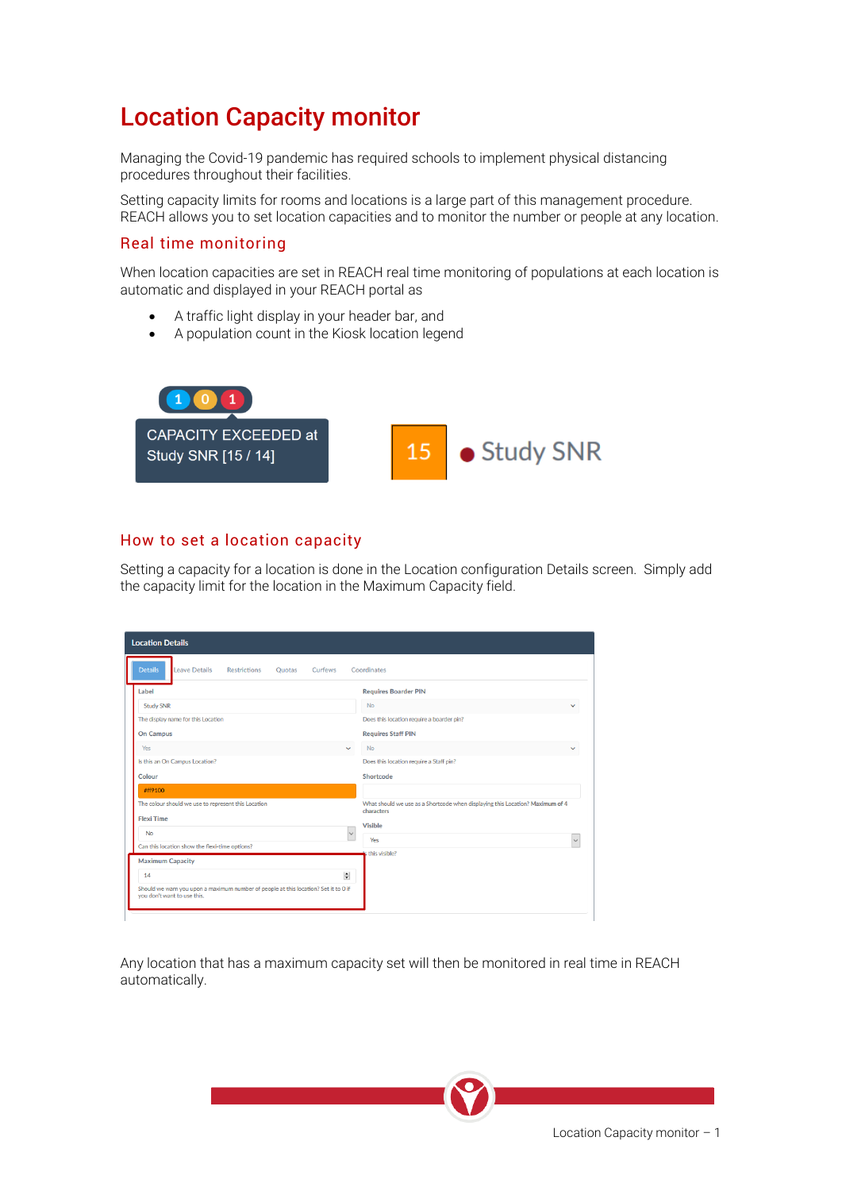# Location Capacity monitor

Managing the Covid-19 pandemic has required schools to implement physical distancing procedures throughout their facilities.

Setting capacity limits for rooms and locations is a large part of this management procedure. REACH allows you to set location capacities and to monitor the number or people at any location.

## Real time monitoring

When location capacities are set in REACH real time monitoring of populations at each location is automatic and displayed in your REACH portal as

- A traffic light display in your header bar, and
- A population count in the Kiosk location legend

## How to set a location capacity

Setting a capacity for a location is done in the Location configuration Details screen. Simply add the capacity limit for the location in the Maximum Capacity field.

Any location that has a maximum capacity set will then be monitored in real time in REACH automatically.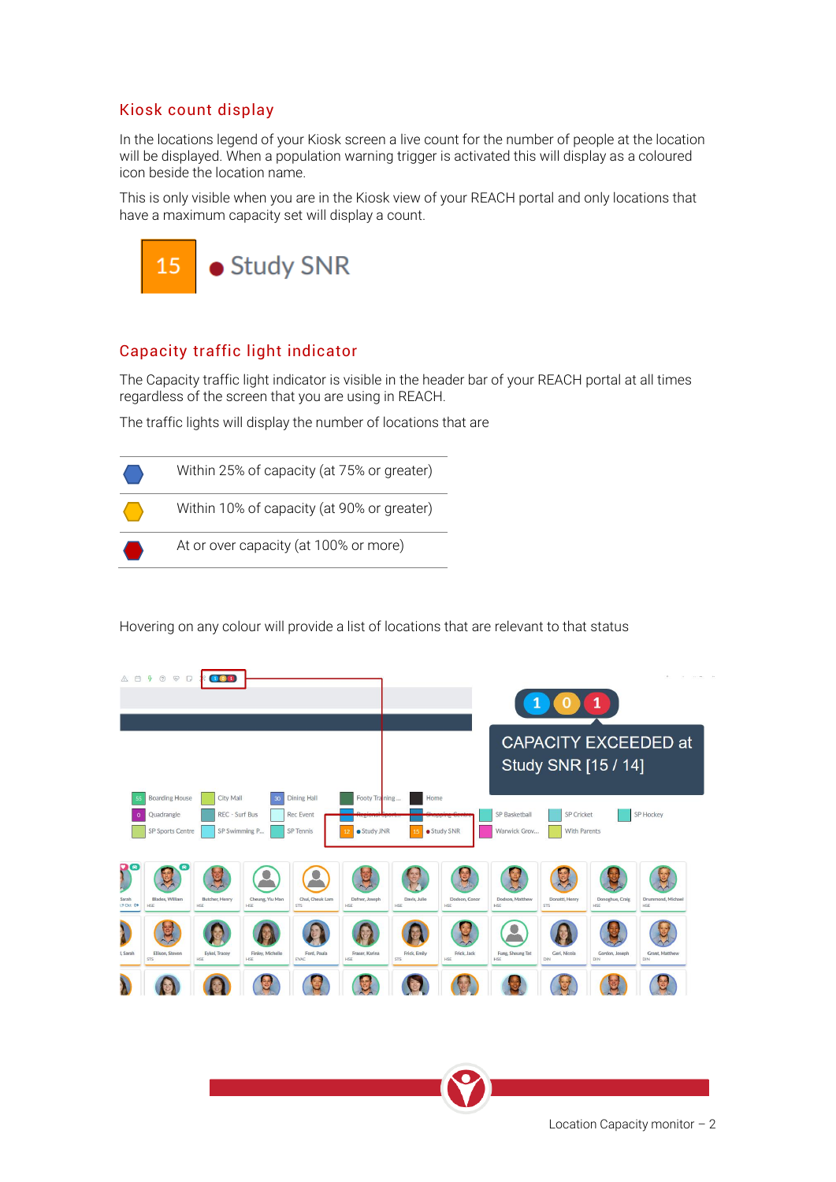## Kiosk count display

In the locations legend of your Kiosk screen a live count for the number of people at the location will be displayed. When a population warning trigger is activated this will display as a coloured icon beside the location name.

This is only visible when you are in the Kiosk view of your REACH portal and only locations that have a maximum capacity set will display a count.

15 ● Study SNR

## Capacity traffic light indicator

The Capacity traffic light indicator is visible in the header bar of your REACH portal at all times regardless of the screen that you are using in REACH.

The traffic lights will display the number of locations that are

| | |
|---|---|
| Blue | Within 25% of capacity (at 75% or greater) |
| Yellow | Within 10% of capacity (at 90% or greater) |
| Red | At or over capacity (at 100% or more) |

Hovering on any colour will provide a list of locations that are relevant to that status

1 0 1

CAPACITY EXCEEDED at Study SNR [15 / 14]